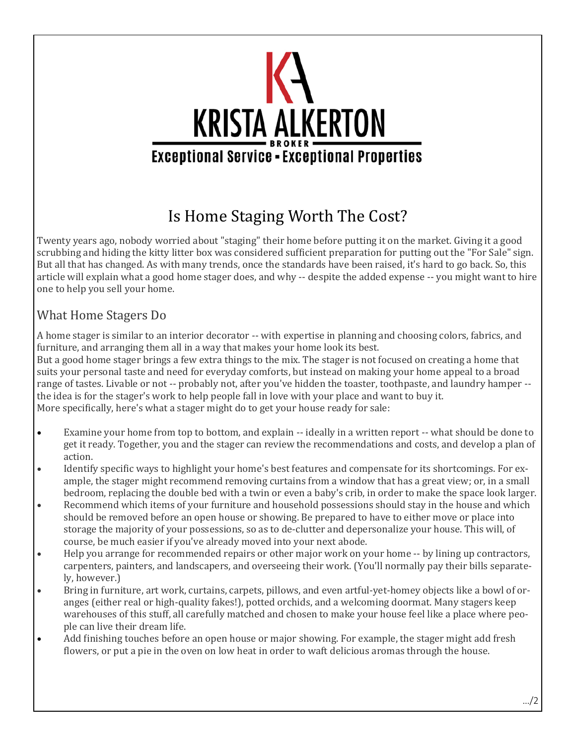# KRISTA ALKERTON

BROKER

Exceptional Service • Exceptional Properties

## Is Home Staging Worth The Cost?

Twenty years ago, nobody worried about "staging" their home before putting it on the market. Giving it a good scrubbing and hiding the kitty litter box was considered sufficient preparation for putting out the "For Sale" sign. But all that has changed. As with many trends, once the standards have been raised, it's hard to go back. So, this article will explain what a good home stager does, and why -- despite the added expense -- you might want to hire one to help you sell your home.

### What Home Stagers Do

A home stager is similar to an interior decorator -- with expertise in planning and choosing colors, fabrics, and furniture, and arranging them all in a way that makes your home look its best.
But a good home stager brings a few extra things to the mix. The stager is not focused on creating a home that suits your personal taste and need for everyday comforts, but instead on making your home appeal to a broad range of tastes. Livable or not -- probably not, after you've hidden the toaster, toothpaste, and laundry hamper -- the idea is for the stager's work to help people fall in love with your place and want to buy it.
More specifically, here's what a stager might do to get your house ready for sale:

- Examine your home from top to bottom, and explain -- ideally in a written report -- what should be done to get it ready. Together, you and the stager can review the recommendations and costs, and develop a plan of action.
- Identify specific ways to highlight your home's best features and compensate for its shortcomings. For example, the stager might recommend removing curtains from a window that has a great view; or, in a small bedroom, replacing the double bed with a twin or even a baby's crib, in order to make the space look larger.
- Recommend which items of your furniture and household possessions should stay in the house and which should be removed before an open house or showing. Be prepared to have to either move or place into storage the majority of your possessions, so as to de-clutter and depersonalize your house. This will, of course, be much easier if you've already moved into your next abode.
- Help you arrange for recommended repairs or other major work on your home -- by lining up contractors, carpenters, painters, and landscapers, and overseeing their work. (You'll normally pay their bills separately, however.)
- Bring in furniture, art work, curtains, carpets, pillows, and even artful-yet-homey objects like a bowl of oranges (either real or high-quality fakes!), potted orchids, and a welcoming doormat. Many stagers keep warehouses of this stuff, all carefully matched and chosen to make your house feel like a place where people can live their dream life.
- Add finishing touches before an open house or major showing. For example, the stager might add fresh flowers, or put a pie in the oven on low heat in order to waft delicious aromas through the house.

.../2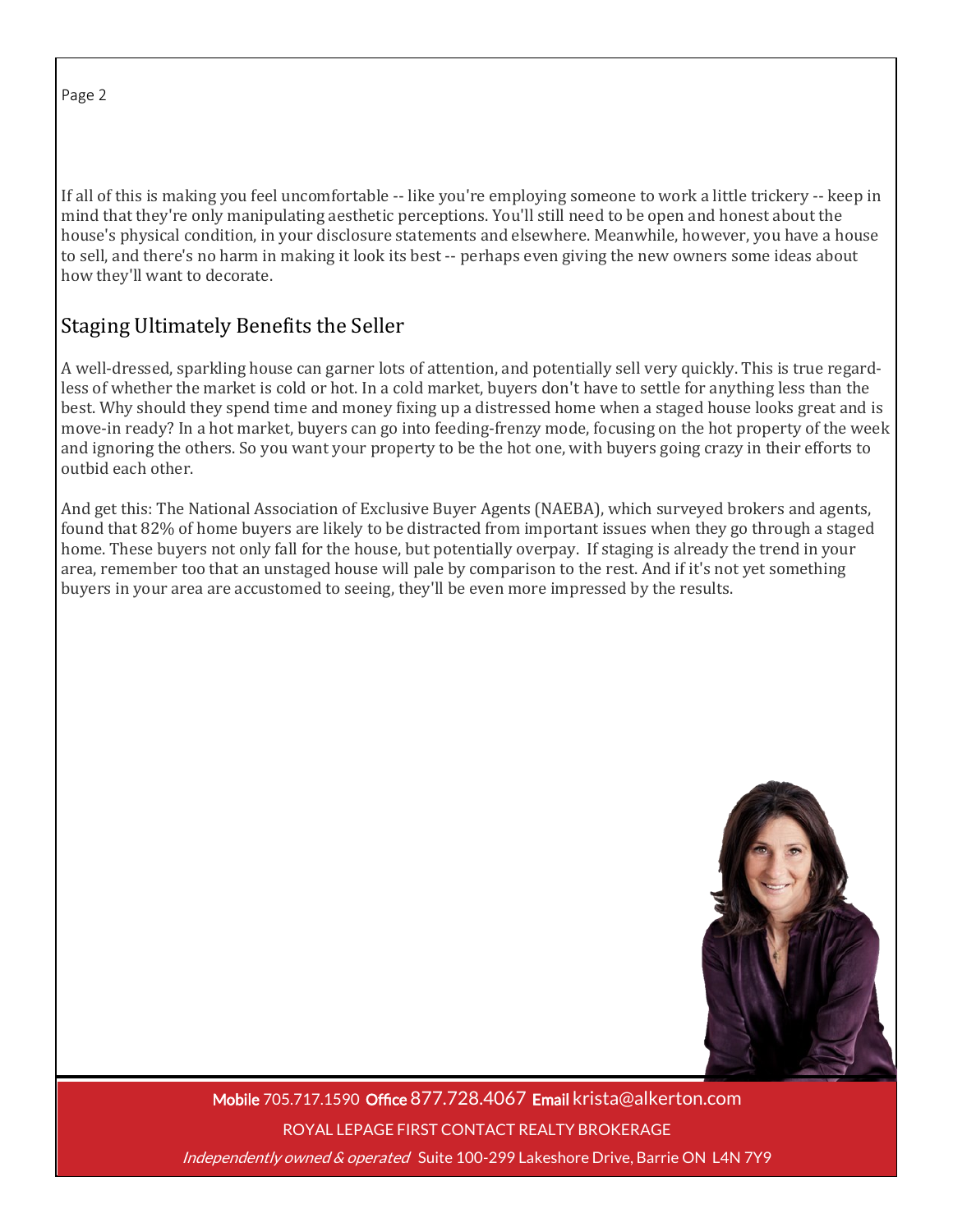If all of this is making you feel uncomfortable -- like you're employing someone to work a little trickery -- keep in mind that they're only manipulating aesthetic perceptions. You'll still need to be open and honest about the house's physical condition, in your disclosure statements and elsewhere. Meanwhile, however, you have a house to sell, and there's no harm in making it look its best -- perhaps even giving the new owners some ideas about how they'll want to decorate.

## Staging Ultimately Benefits the Seller

A well-dressed, sparkling house can garner lots of attention, and potentially sell very quickly. This is true regardless of whether the market is cold or hot. In a cold market, buyers don't have to settle for anything less than the best. Why should they spend time and money fixing up a distressed home when a staged house looks great and is move-in ready? In a hot market, buyers can go into feeding-frenzy mode, focusing on the hot property of the week and ignoring the others. So you want your property to be the hot one, with buyers going crazy in their efforts to outbid each other.

And get this: The National Association of Exclusive Buyer Agents (NAEBA), which surveyed brokers and agents, found that 82% of home buyers are likely to be distracted from important issues when they go through a staged home. These buyers not only fall for the house, but potentially overpay. If staging is already the trend in your area, remember too that an unstaged house will pale by comparison to the rest. And if it's not yet something buyers in your area are accustomed to seeing, they'll be even more impressed by the results.

**Mobile** 705.717.1590 **Office** 877.728.4067 **Email** krista@alkerton.com

ROYAL LEPAGE FIRST CONTACT REALTY BROKERAGE

*Independently owned & operated* Suite 100-299 Lakeshore Drive, Barrie ON L4N 7Y9